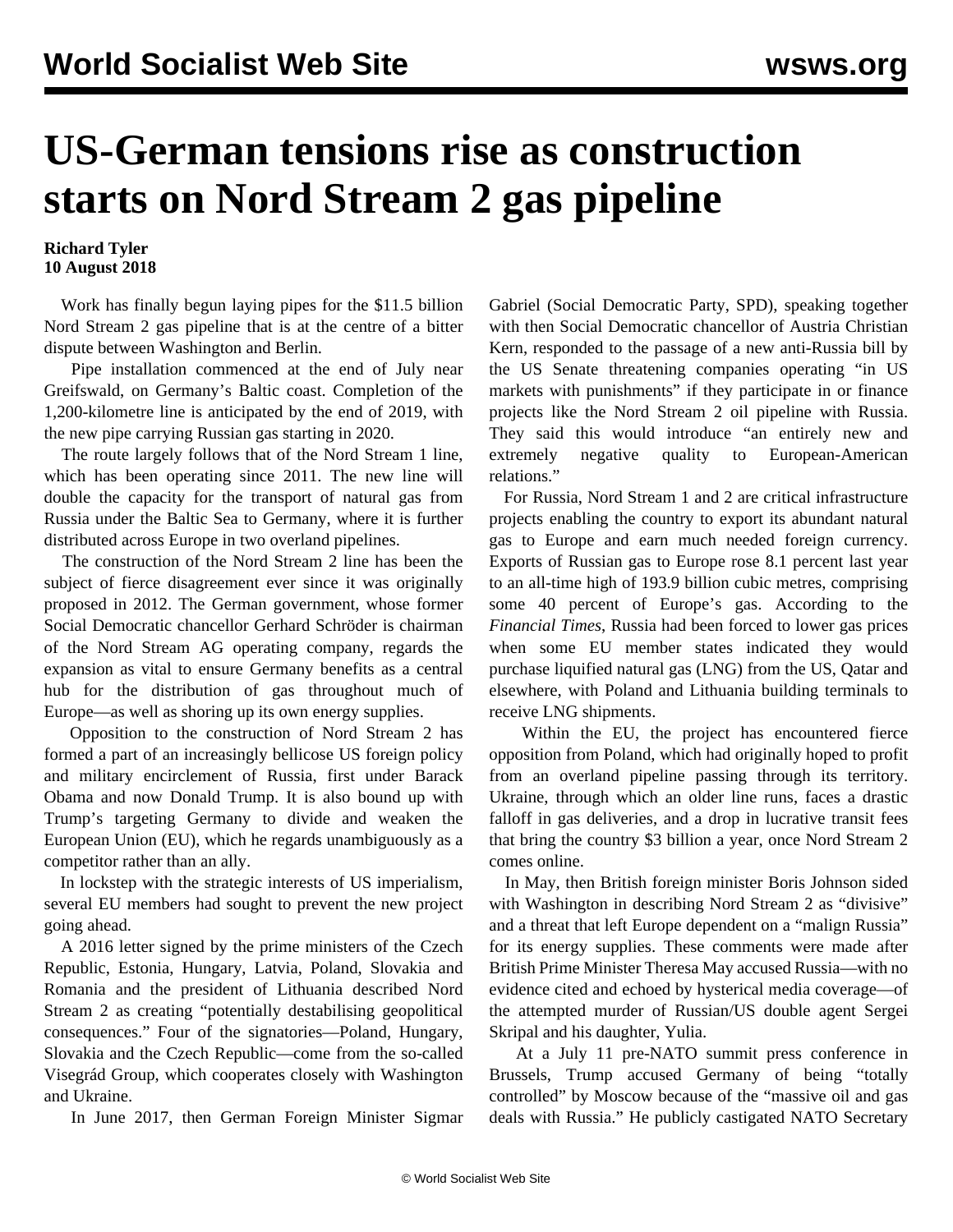# US-German tensions rise as construction starts on Nord Stream 2 gas pipeline

**Richard Tyler**
**10 August 2018**

Work has finally begun laying pipes for the $11.5 billion Nord Stream 2 gas pipeline that is at the centre of a bitter dispute between Washington and Berlin.

Pipe installation commenced at the end of July near Greifswald, on Germany's Baltic coast. Completion of the 1,200-kilometre line is anticipated by the end of 2019, with the new pipe carrying Russian gas starting in 2020.

The route largely follows that of the Nord Stream 1 line, which has been operating since 2011. The new line will double the capacity for the transport of natural gas from Russia under the Baltic Sea to Germany, where it is further distributed across Europe in two overland pipelines.

The construction of the Nord Stream 2 line has been the subject of fierce disagreement ever since it was originally proposed in 2012. The German government, whose former Social Democratic chancellor Gerhard Schröder is chairman of the Nord Stream AG operating company, regards the expansion as vital to ensure Germany benefits as a central hub for the distribution of gas throughout much of Europe—as well as shoring up its own energy supplies.

Opposition to the construction of Nord Stream 2 has formed a part of an increasingly bellicose US foreign policy and military encirclement of Russia, first under Barack Obama and now Donald Trump. It is also bound up with Trump's targeting Germany to divide and weaken the European Union (EU), which he regards unambiguously as a competitor rather than an ally.

In lockstep with the strategic interests of US imperialism, several EU members had sought to prevent the new project going ahead.

A 2016 letter signed by the prime ministers of the Czech Republic, Estonia, Hungary, Latvia, Poland, Slovakia and Romania and the president of Lithuania described Nord Stream 2 as creating "potentially destabilising geopolitical consequences." Four of the signatories—Poland, Hungary, Slovakia and the Czech Republic—come from the so-called Visegrád Group, which cooperates closely with Washington and Ukraine.

In June 2017, then German Foreign Minister Sigmar Gabriel (Social Democratic Party, SPD), speaking together with then Social Democratic chancellor of Austria Christian Kern, responded to the passage of a new anti-Russia bill by the US Senate threatening companies operating "in US markets with punishments" if they participate in or finance projects like the Nord Stream 2 oil pipeline with Russia. They said this would introduce "an entirely new and extremely negative quality to European-American relations."

For Russia, Nord Stream 1 and 2 are critical infrastructure projects enabling the country to export its abundant natural gas to Europe and earn much needed foreign currency. Exports of Russian gas to Europe rose 8.1 percent last year to an all-time high of 193.9 billion cubic metres, comprising some 40 percent of Europe's gas. According to the *Financial Times*, Russia had been forced to lower gas prices when some EU member states indicated they would purchase liquified natural gas (LNG) from the US, Qatar and elsewhere, with Poland and Lithuania building terminals to receive LNG shipments.

Within the EU, the project has encountered fierce opposition from Poland, which had originally hoped to profit from an overland pipeline passing through its territory. Ukraine, through which an older line runs, faces a drastic falloff in gas deliveries, and a drop in lucrative transit fees that bring the country $3 billion a year, once Nord Stream 2 comes online.

In May, then British foreign minister Boris Johnson sided with Washington in describing Nord Stream 2 as "divisive" and a threat that left Europe dependent on a "malign Russia" for its energy supplies. These comments were made after British Prime Minister Theresa May accused Russia—with no evidence cited and echoed by hysterical media coverage—of the attempted murder of Russian/US double agent Sergei Skripal and his daughter, Yulia.

At a July 11 pre-NATO summit press conference in Brussels, Trump accused Germany of being "totally controlled" by Moscow because of the "massive oil and gas deals with Russia." He publicly castigated NATO Secretary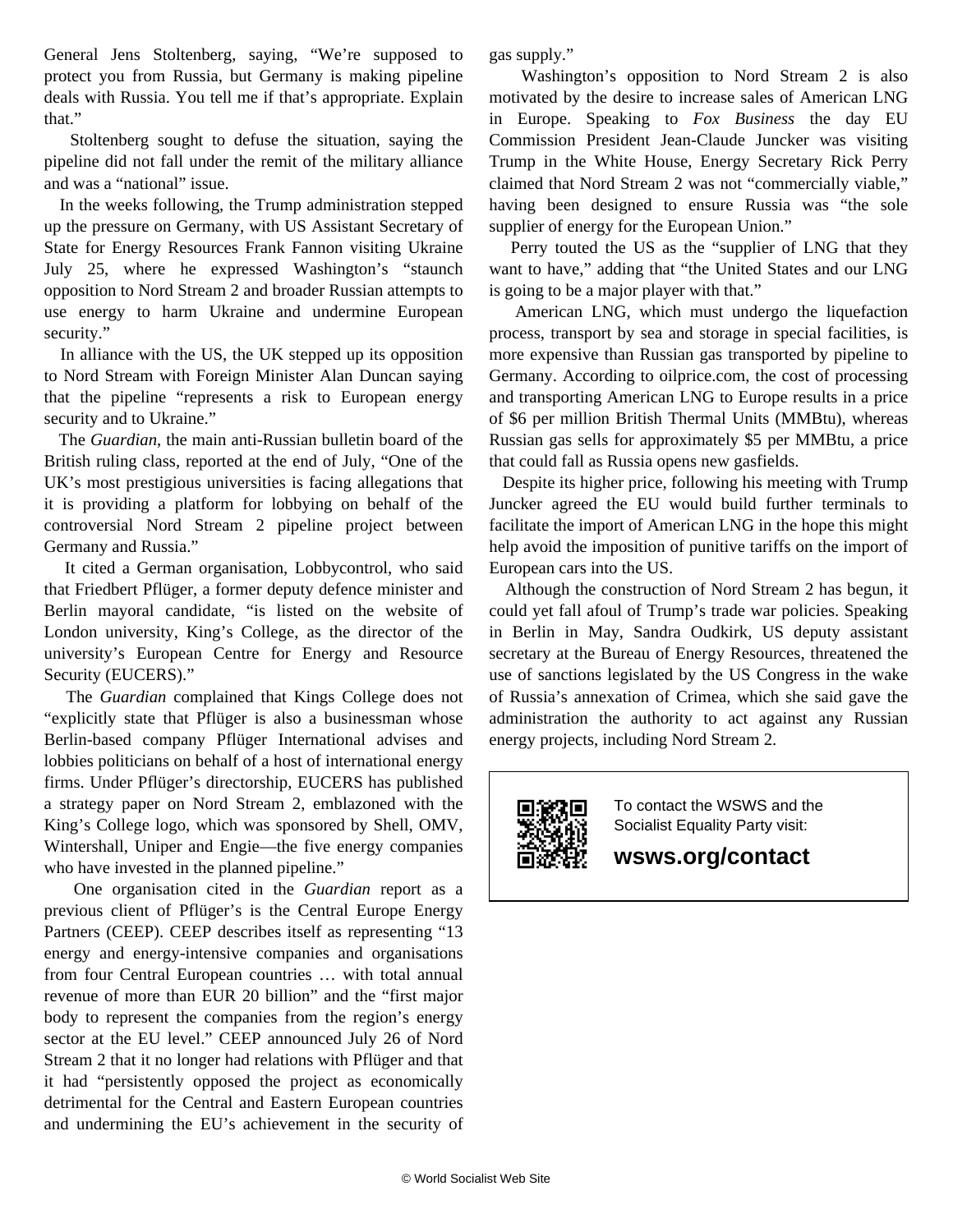General Jens Stoltenberg, saying, “We’re supposed to protect you from Russia, but Germany is making pipeline deals with Russia. You tell me if that’s appropriate. Explain that.”

Stoltenberg sought to defuse the situation, saying the pipeline did not fall under the remit of the military alliance and was a “national” issue.

In the weeks following, the Trump administration stepped up the pressure on Germany, with US Assistant Secretary of State for Energy Resources Frank Fannon visiting Ukraine July 25, where he expressed Washington’s “staunch opposition to Nord Stream 2 and broader Russian attempts to use energy to harm Ukraine and undermine European security.”

In alliance with the US, the UK stepped up its opposition to Nord Stream with Foreign Minister Alan Duncan saying that the pipeline “represents a risk to European energy security and to Ukraine.”

The *Guardian*, the main anti-Russian bulletin board of the British ruling class, reported at the end of July, “One of the UK’s most prestigious universities is facing allegations that it is providing a platform for lobbying on behalf of the controversial Nord Stream 2 pipeline project between Germany and Russia.”

It cited a German organisation, Lobbycontrol, who said that Friedbert Pflüger, a former deputy defence minister and Berlin mayoral candidate, “is listed on the website of London university, King’s College, as the director of the university’s European Centre for Energy and Resource Security (EUCERS).”

The *Guardian* complained that Kings College does not “explicitly state that Pflüger is also a businessman whose Berlin-based company Pflüger International advises and lobbies politicians on behalf of a host of international energy firms. Under Pflüger’s directorship, EUCERS has published a strategy paper on Nord Stream 2, emblazoned with the King’s College logo, which was sponsored by Shell, OMV, Wintershall, Uniper and Engie—the five energy companies who have invested in the planned pipeline.”

One organisation cited in the *Guardian* report as a previous client of Pflüger’s is the Central Europe Energy Partners (CEEP). CEEP describes itself as representing “13 energy and energy-intensive companies and organisations from four Central European countries … with total annual revenue of more than EUR 20 billion” and the “first major body to represent the companies from the region’s energy sector at the EU level.” CEEP announced July 26 of Nord Stream 2 that it no longer had relations with Pflüger and that it had “persistently opposed the project as economically detrimental for the Central and Eastern European countries and undermining the EU’s achievement in the security of gas supply.”

Washington’s opposition to Nord Stream 2 is also motivated by the desire to increase sales of American LNG in Europe. Speaking to *Fox Business* the day EU Commission President Jean-Claude Juncker was visiting Trump in the White House, Energy Secretary Rick Perry claimed that Nord Stream 2 was not “commercially viable,” having been designed to ensure Russia was “the sole supplier of energy for the European Union.”

Perry touted the US as the “supplier of LNG that they want to have,” adding that “the United States and our LNG is going to be a major player with that.”

American LNG, which must undergo the liquefaction process, transport by sea and storage in special facilities, is more expensive than Russian gas transported by pipeline to Germany. According to oilprice.com, the cost of processing and transporting American LNG to Europe results in a price of $6 per million British Thermal Units (MMBtu), whereas Russian gas sells for approximately $5 per MMBtu, a price that could fall as Russia opens new gasfields.

Despite its higher price, following his meeting with Trump Juncker agreed the EU would build further terminals to facilitate the import of American LNG in the hope this might help avoid the imposition of punitive tariffs on the import of European cars into the US.

Although the construction of Nord Stream 2 has begun, it could yet fall afoul of Trump’s trade war policies. Speaking in Berlin in May, Sandra Oudkirk, US deputy assistant secretary at the Bureau of Energy Resources, threatened the use of sanctions legislated by the US Congress in the wake of Russia’s annexation of Crimea, which she said gave the administration the authority to act against any Russian energy projects, including Nord Stream 2.

To contact the WSWS and the Socialist Equality Party visit:

**wsws.org/contact**